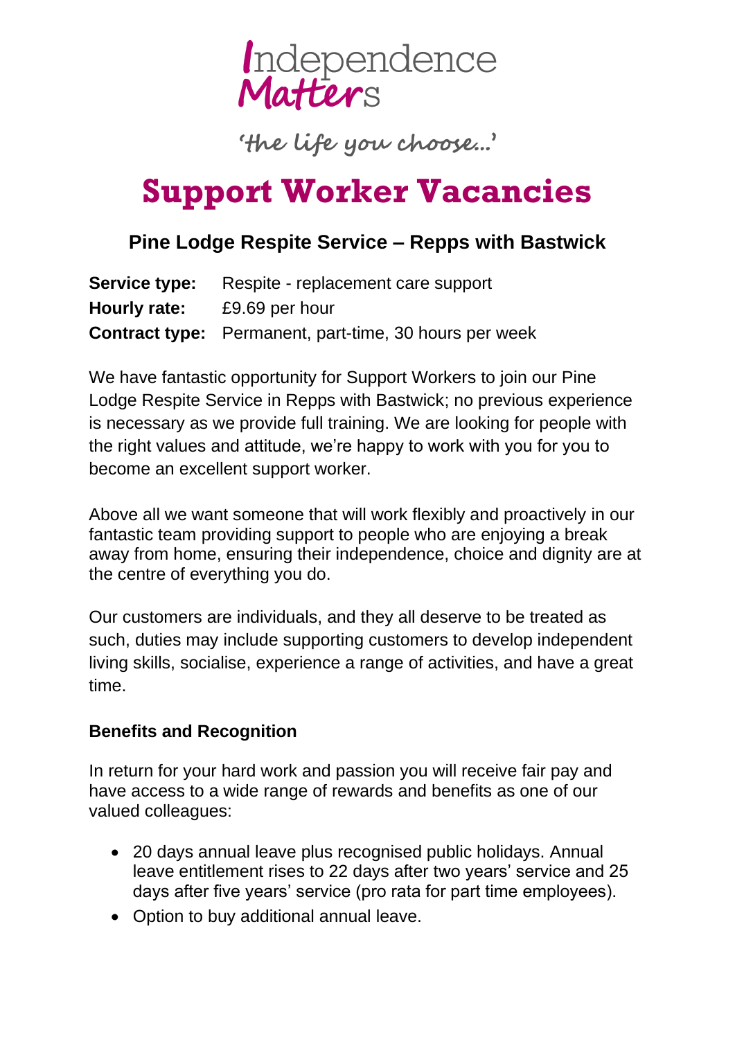Independence Matters

*'the life you choose...'*

# Support Worker Vacancies

### Pine Lodge Respite Service – Repps with Bastwick

**Service type:** Respite - replacement care support
**Hourly rate:** £9.69 per hour
**Contract type:** Permanent, part-time, 30 hours per week

We have fantastic opportunity for Support Workers to join our Pine Lodge Respite Service in Repps with Bastwick; no previous experience is necessary as we provide full training. We are looking for people with the right values and attitude, we're happy to work with you for you to become an excellent support worker.

Above all we want someone that will work flexibly and proactively in our fantastic team providing support to people who are enjoying a break away from home, ensuring their independence, choice and dignity are at the centre of everything you do.

Our customers are individuals, and they all deserve to be treated as such, duties may include supporting customers to develop independent living skills, socialise, experience a range of activities, and have a great time.

**Benefits and Recognition**

In return for your hard work and passion you will receive fair pay and have access to a wide range of rewards and benefits as one of our valued colleagues:

- 20 days annual leave plus recognised public holidays. Annual leave entitlement rises to 22 days after two years' service and 25 days after five years' service (pro rata for part time employees).
- Option to buy additional annual leave.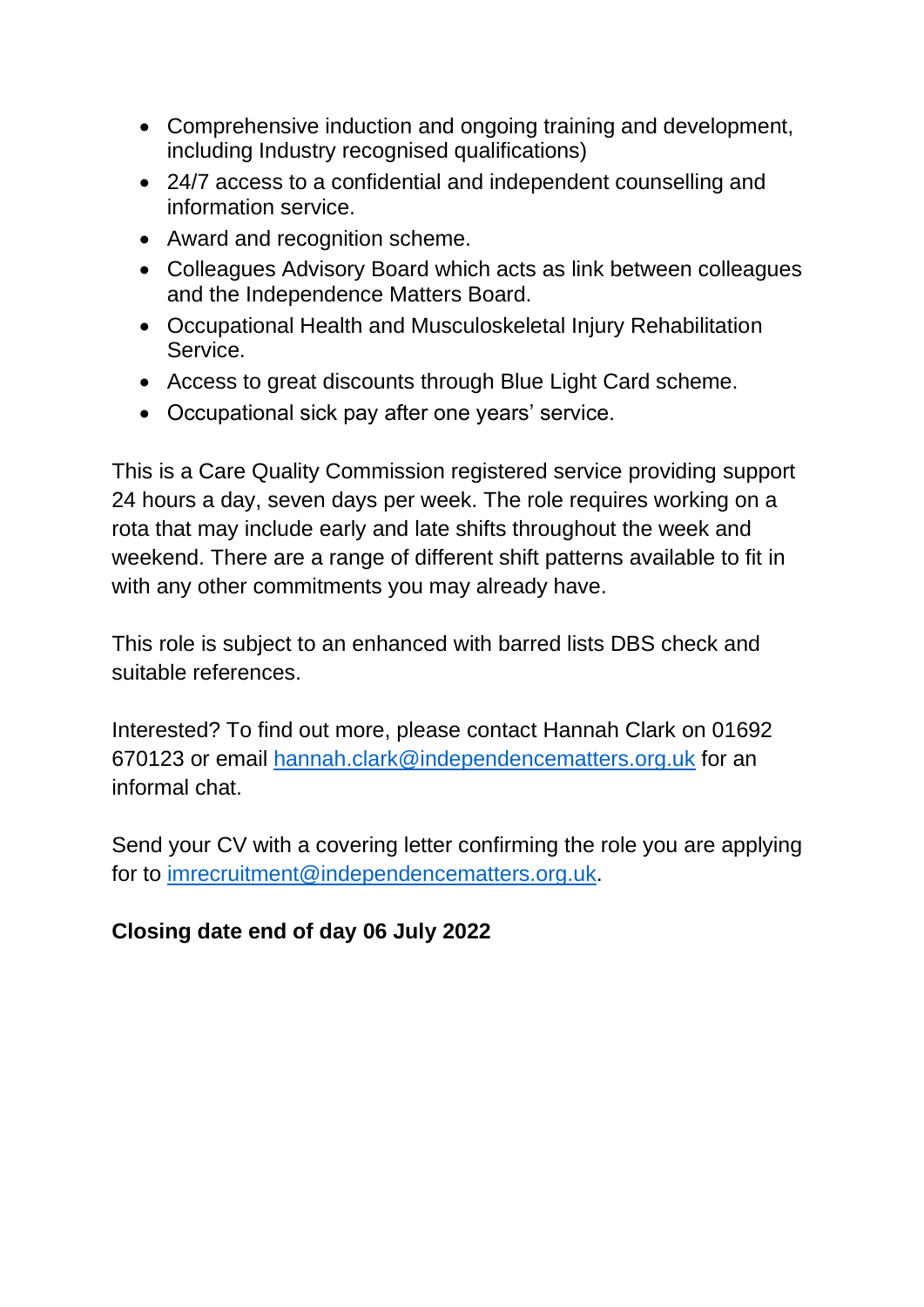- Comprehensive induction and ongoing training and development, including Industry recognised qualifications)
- 24/7 access to a confidential and independent counselling and information service.
- Award and recognition scheme.
- Colleagues Advisory Board which acts as link between colleagues and the Independence Matters Board.
- Occupational Health and Musculoskeletal Injury Rehabilitation Service.
- Access to great discounts through Blue Light Card scheme.
- Occupational sick pay after one years' service.

This is a Care Quality Commission registered service providing support 24 hours a day, seven days per week. The role requires working on a rota that may include early and late shifts throughout the week and weekend. There are a range of different shift patterns available to fit in with any other commitments you may already have.

This role is subject to an enhanced with barred lists DBS check and suitable references.

Interested? To find out more, please contact Hannah Clark on 01692 670123 or email [hannah.clark@independencematters.org.uk](mailto:hannah.clark@independencematters.org.uk) for an informal chat.

Send your CV with a covering letter confirming the role you are applying for to [imrecruitment@independencematters.org.uk](mailto:imrecruitment@independencematters.org.uk).

**Closing date end of day 06 July 2022**